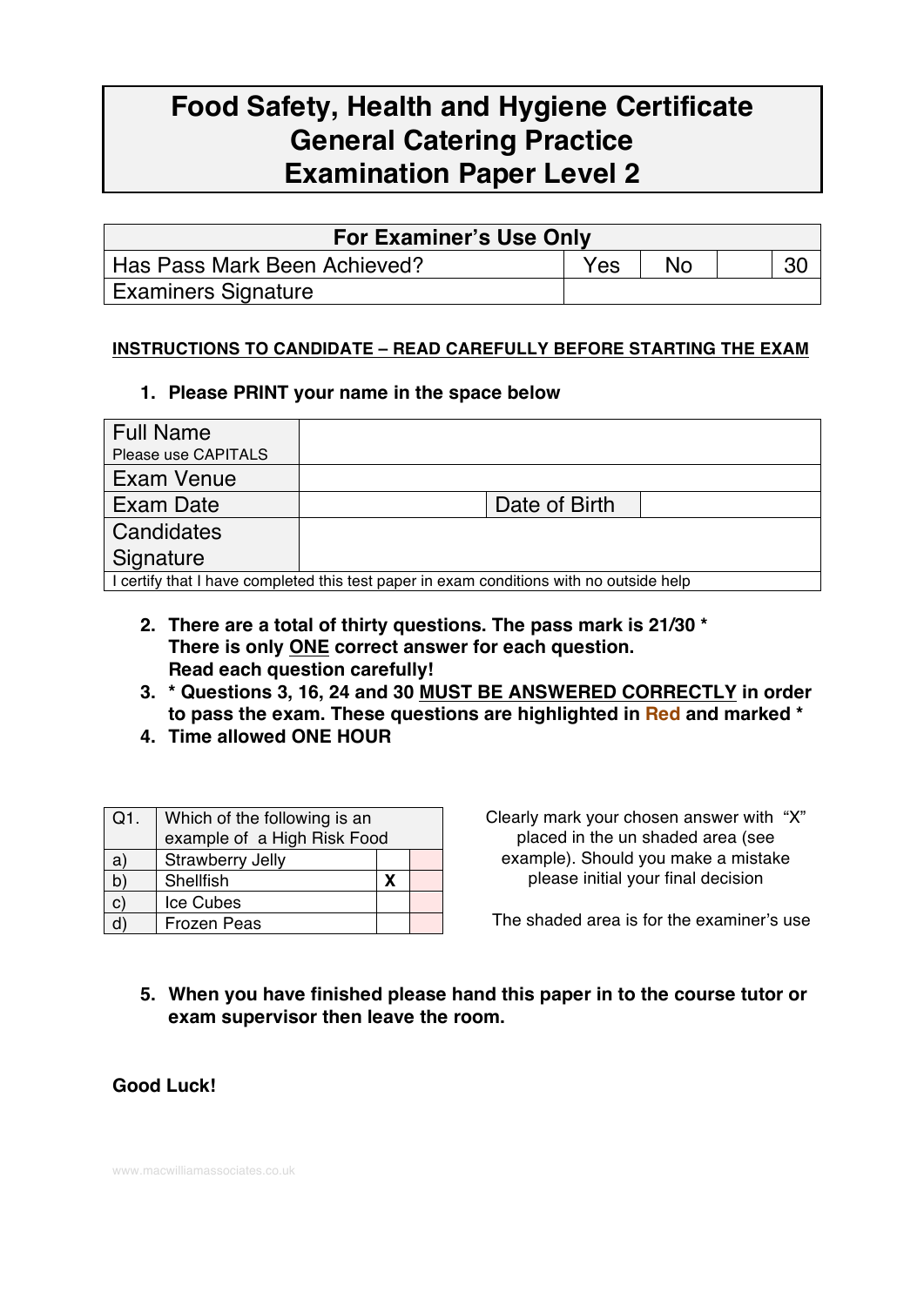# Food Safety, Health and Hygiene Certificate
# General Catering Practice
# Examination Paper Level 2

| For Examiner's Use Only | | | | |
|---|---|---|---|---|
| Has Pass Mark Been Achieved? | Yes | No | | 30 |
| Examiners Signature | | | | |

**INSTRUCTIONS TO CANDIDATE – READ CAREFULLY BEFORE STARTING THE EXAM**

1. **Please PRINT your name in the space below**

| Full Name<br>Please use CAPITALS | | | |
|---|---|---|---|
| Exam Venue | | | |
| Exam Date | | Date of Birth | |
| Candidates Signature | | | |
| I certify that I have completed this test paper in exam conditions with no outside help | | | |

2. **There are a total of thirty questions. The pass mark is 21/30 * There is only <u>ONE</u> correct answer for each question. Read each question carefully!**
3. **\* Questions 3, 16, 24 and 30 <u>MUST BE ANSWERED CORRECTLY</u> in order to pass the exam. These questions are highlighted in Red and marked ***
4. **Time allowed ONE HOUR**

| Q1. | Which of the following is an example of a High Risk Food | | |
|---|---|---|---|
| a) | Strawberry Jelly | | |
| b) | Shellfish | X | |
| c) | Ice Cubes | | |
| d) | Frozen Peas | | |

Clearly mark your chosen answer with "X" placed in the un shaded area (see example). Should you make a mistake please initial your final decision

The shaded area is for the examiner's use

5. **When you have finished please hand this paper in to the course tutor or exam supervisor then leave the room.**

**Good Luck!**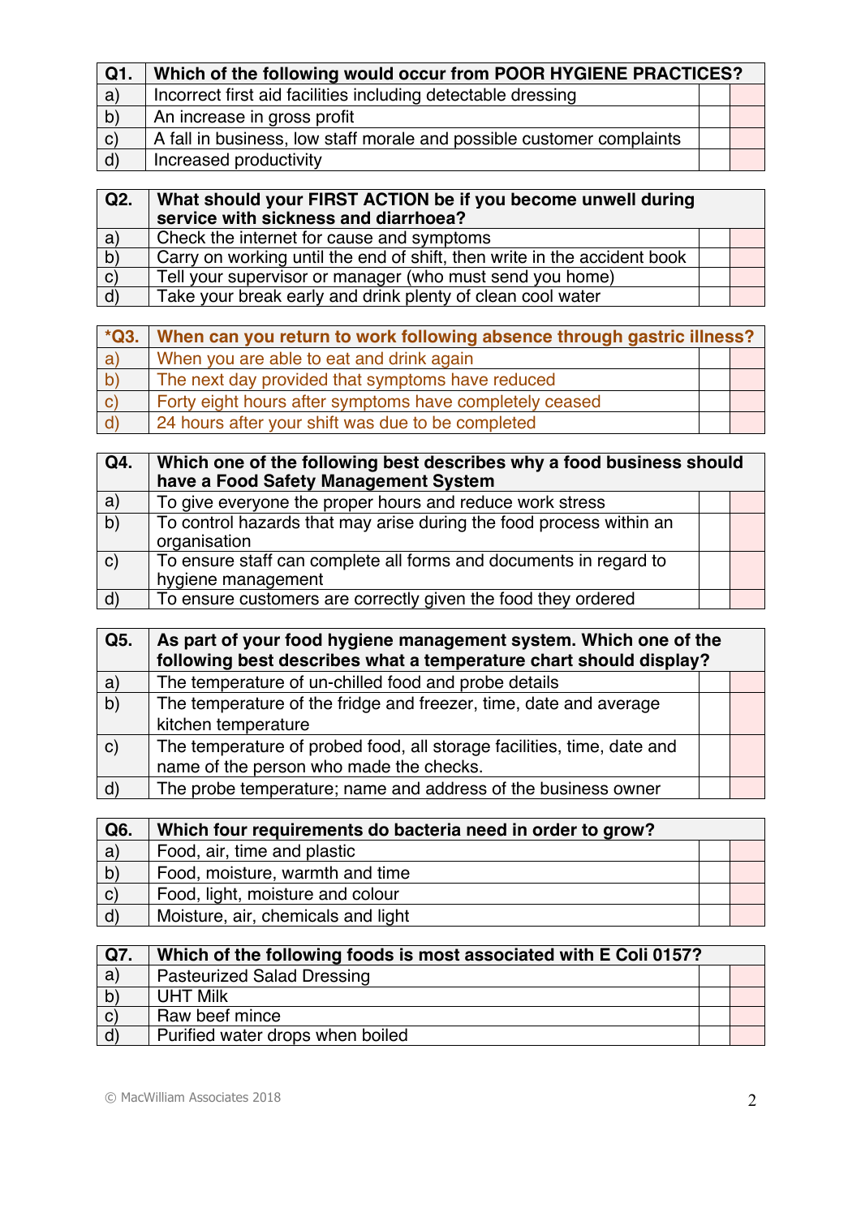| Q1. | Which of the following would occur from POOR HYGIENE PRACTICES? | | |
|---|---|---|---|
| a) | Incorrect first aid facilities including detectable dressing | | |
| b) | An increase in gross profit | | |
| c) | A fall in business, low staff morale and possible customer complaints | | |
| d) | Increased productivity | | |

| Q2. | What should your FIRST ACTION be if you become unwell during service with sickness and diarrhoea? | | |
|---|---|---|---|
| a) | Check the internet for cause and symptoms | | |
| b) | Carry on working until the end of shift, then write in the accident book | | |
| c) | Tell your supervisor or manager (who must send you home) | | |
| d) | Take your break early and drink plenty of clean cool water | | |

| *Q3. | When can you return to work following absence through gastric illness? | | |
|---|---|---|---|
| a) | When you are able to eat and drink again | | |
| b) | The next day provided that symptoms have reduced | | |
| c) | Forty eight hours after symptoms have completely ceased | | |
| d) | 24 hours after your shift was due to be completed | | |

| Q4. | Which one of the following best describes why a food business should have a Food Safety Management System | | |
|---|---|---|---|
| a) | To give everyone the proper hours and reduce work stress | | |
| b) | To control hazards that may arise during the food process within an organisation | | |
| c) | To ensure staff can complete all forms and documents in regard to hygiene management | | |
| d) | To ensure customers are correctly given the food they ordered | | |

| Q5. | As part of your food hygiene management system. Which one of the following best describes what a temperature chart should display? | | |
|---|---|---|---|
| a) | The temperature of un-chilled food and probe details | | |
| b) | The temperature of the fridge and freezer, time, date and average kitchen temperature | | |
| c) | The temperature of probed food, all storage facilities, time, date and name of the person who made the checks. | | |
| d) | The probe temperature; name and address of the business owner | | |

| Q6. | Which four requirements do bacteria need in order to grow? | | |
|---|---|---|---|
| a) | Food, air, time and plastic | | |
| b) | Food, moisture, warmth and time | | |
| c) | Food, light, moisture and colour | | |
| d) | Moisture, air, chemicals and light | | |

| Q7. | Which of the following foods is most associated with E Coli 0157? | | |
|---|---|---|---|
| a) | Pasteurized Salad Dressing | | |
| b) | UHT Milk | | |
| c) | Raw beef mince | | |
| d) | Purified water drops when boiled | | |

© MacWilliam Associates 2018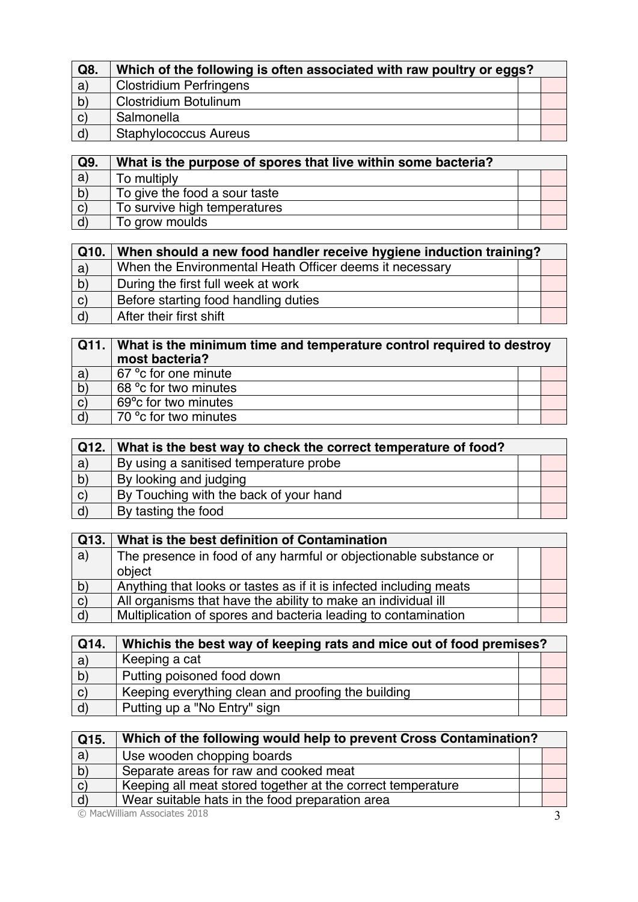| Q8. | Which of the following is often associated with raw poultry or eggs? | | |
|---|---|---|---|
| a) | Clostridium Perfringens | | |
| b) | Clostridium Botulinum | | |
| c) | Salmonella | | |
| d) | Staphylococcus Aureus | | |

| Q9. | What is the purpose of spores that live within some bacteria? | | |
|---|---|---|---|
| a) | To multiply | | |
| b) | To give the food a sour taste | | |
| c) | To survive high temperatures | | |
| d) | To grow moulds | | |

| Q10. | When should a new food handler receive hygiene induction training? | | |
|---|---|---|---|
| a) | When the Environmental Heath Officer deems it necessary | | |
| b) | During the first full week at work | | |
| c) | Before starting food handling duties | | |
| d) | After their first shift | | |

| Q11. | What is the minimum time and temperature control required to destroy most bacteria? | | |
|---|---|---|---|
| a) | 67 °c for one minute | | |
| b) | 68 °c for two minutes | | |
| c) | 69°c for two minutes | | |
| d) | 70 °c for two minutes | | |

| Q12. | What is the best way to check the correct temperature of food? | | |
|---|---|---|---|
| a) | By using a sanitised temperature probe | | |
| b) | By looking and judging | | |
| c) | By Touching with the back of your hand | | |
| d) | By tasting the food | | |

| Q13. | What is the best definition of Contamination | | |
|---|---|---|---|
| a) | The presence in food of any harmful or objectionable substance or object | | |
| b) | Anything that looks or tastes as if it is infected including meats | | |
| c) | All organisms that have the ability to make an individual ill | | |
| d) | Multiplication of spores and bacteria leading to contamination | | |

| Q14. | Whichis the best way of keeping rats and mice out of food premises? | | |
|---|---|---|---|
| a) | Keeping a cat | | |
| b) | Putting poisoned food down | | |
| c) | Keeping everything clean and proofing the building | | |
| d) | Putting up a "No Entry" sign | | |

| Q15. | Which of the following would help to prevent Cross Contamination? | | |
|---|---|---|---|
| a) | Use wooden chopping boards | | |
| b) | Separate areas for raw and cooked meat | | |
| c) | Keeping all meat stored together at the correct temperature | | |
| d) | Wear suitable hats in the food preparation area | | |

© MacWilliam Associates 2018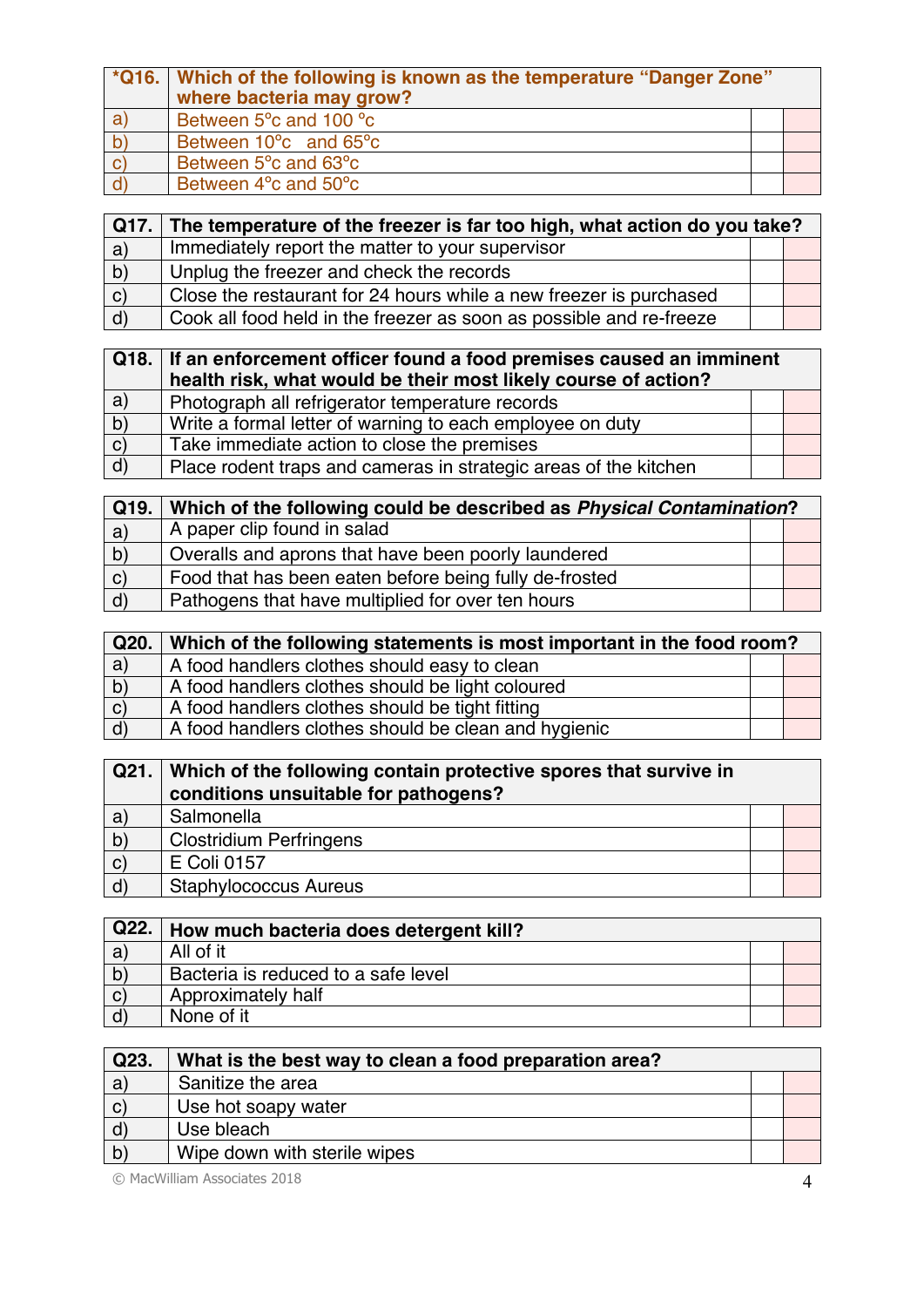| *Q16. | Which of the following is known as the temperature "Danger Zone" where bacteria may grow? | | |
|---|---|---|---|
| a) | Between 5°c and 100 °c | | |
| b) | Between 10°c and 65°c | | |
| c) | Between 5°c and 63°c | | |
| d) | Between 4°c and 50°c | | |

| Q17. | The temperature of the freezer is far too high, what action do you take? | | |
|---|---|---|---|
| a) | Immediately report the matter to your supervisor | | |
| b) | Unplug the freezer and check the records | | |
| c) | Close the restaurant for 24 hours while a new freezer is purchased | | |
| d) | Cook all food held in the freezer as soon as possible and re-freeze | | |

| Q18. | If an enforcement officer found a food premises caused an imminent health risk, what would be their most likely course of action? | | |
|---|---|---|---|
| a) | Photograph all refrigerator temperature records | | |
| b) | Write a formal letter of warning to each employee on duty | | |
| c) | Take immediate action to close the premises | | |
| d) | Place rodent traps and cameras in strategic areas of the kitchen | | |

| Q19. | Which of the following could be described as *Physical Contamination*? | | |
|---|---|---|---|
| a) | A paper clip found in salad | | |
| b) | Overalls and aprons that have been poorly laundered | | |
| c) | Food that has been eaten before being fully de-frosted | | |
| d) | Pathogens that have multiplied for over ten hours | | |

| Q20. | Which of the following statements is most important in the food room? | | |
|---|---|---|---|
| a) | A food handlers clothes should easy to clean | | |
| b) | A food handlers clothes should be light coloured | | |
| c) | A food handlers clothes should be tight fitting | | |
| d) | A food handlers clothes should be clean and hygienic | | |

| Q21. | Which of the following contain protective spores that survive in conditions unsuitable for pathogens? | | |
|---|---|---|---|
| a) | Salmonella | | |
| b) | Clostridium Perfringens | | |
| c) | E Coli 0157 | | |
| d) | Staphylococcus Aureus | | |

| Q22. | How much bacteria does detergent kill? | | |
|---|---|---|---|
| a) | All of it | | |
| b) | Bacteria is reduced to a safe level | | |
| c) | Approximately half | | |
| d) | None of it | | |

| Q23. | What is the best way to clean a food preparation area? | | |
|---|---|---|---|
| a) | Sanitize the area | | |
| c) | Use hot soapy water | | |
| d) | Use bleach | | |
| b) | Wipe down with sterile wipes | | |

© MacWilliam Associates 2018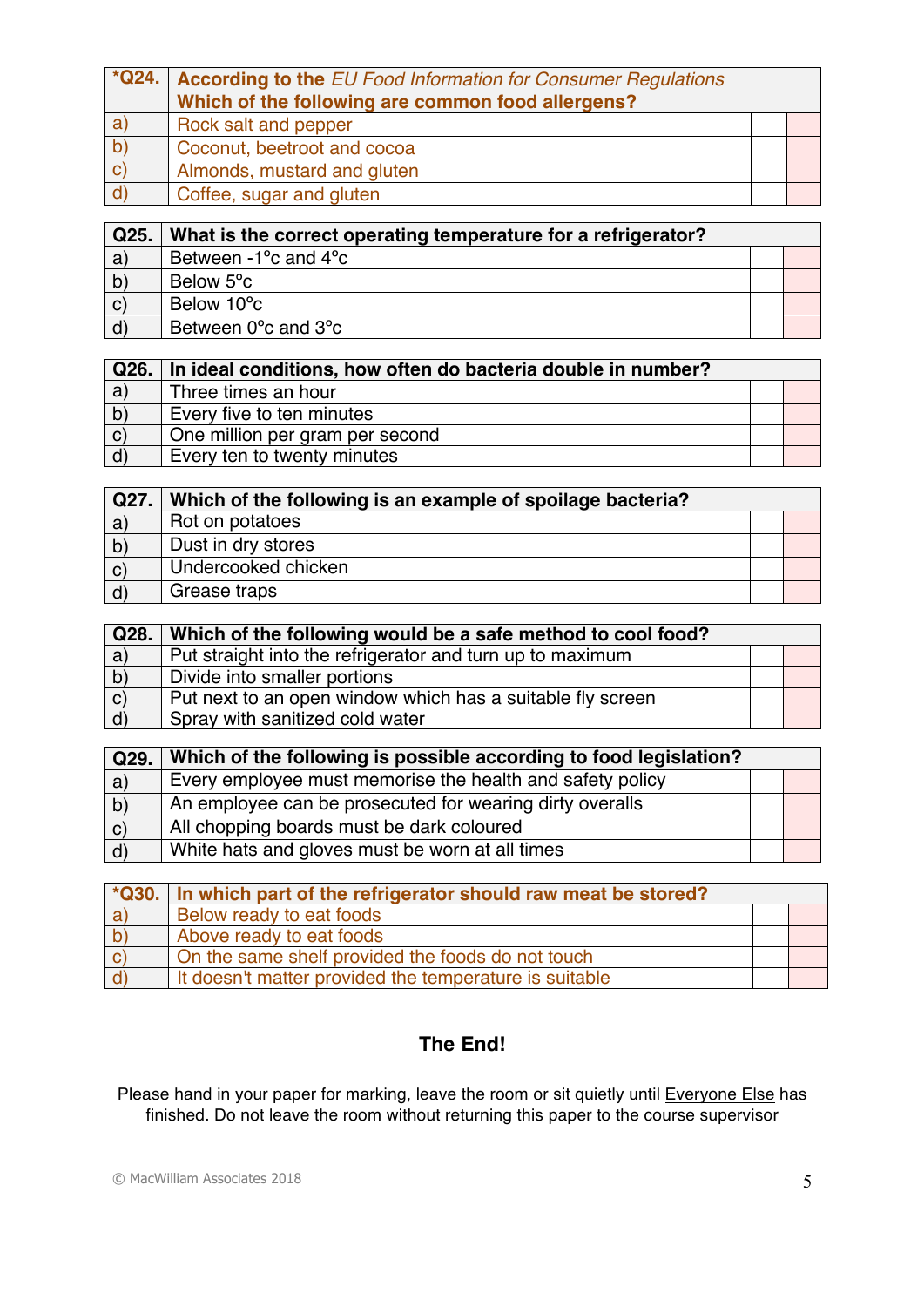| *Q24. | According to the *EU Food Information for Consumer Regulations* Which of the following are common food allergens? | | |
|---|---|---|---|
| a) | Rock salt and pepper | | |
| b) | Coconut, beetroot and cocoa | | |
| c) | Almonds, mustard and gluten | | |
| d) | Coffee, sugar and gluten | | |

| Q25. | What is the correct operating temperature for a refrigerator? | | |
|---|---|---|---|
| a) | Between -1ºc and 4ºc | | |
| b) | Below 5ºc | | |
| c) | Below 10ºc | | |
| d) | Between 0ºc and 3ºc | | |

| Q26. | In ideal conditions, how often do bacteria double in number? | | |
|---|---|---|---|
| a) | Three times an hour | | |
| b) | Every five to ten minutes | | |
| c) | One million per gram per second | | |
| d) | Every ten to twenty minutes | | |

| Q27. | Which of the following is an example of spoilage bacteria? | | |
|---|---|---|---|
| a) | Rot on potatoes | | |
| b) | Dust in dry stores | | |
| c) | Undercooked chicken | | |
| d) | Grease traps | | |

| Q28. | Which of the following would be a safe method to cool food? | | |
|---|---|---|---|
| a) | Put straight into the refrigerator and turn up to maximum | | |
| b) | Divide into smaller portions | | |
| c) | Put next to an open window which has a suitable fly screen | | |
| d) | Spray with sanitized cold water | | |

| Q29. | Which of the following is possible according to food legislation? | | |
|---|---|---|---|
| a) | Every employee must memorise the health and safety policy | | |
| b) | An employee can be prosecuted for wearing dirty overalls | | |
| c) | All chopping boards must be dark coloured | | |
| d) | White hats and gloves must be worn at all times | | |

| *Q30. | In which part of the refrigerator should raw meat be stored? | | |
|---|---|---|---|
| a) | Below ready to eat foods | | |
| b) | Above ready to eat foods | | |
| c) | On the same shelf provided the foods do not touch | | |
| d) | It doesn't matter provided the temperature is suitable | | |

## The End!

Please hand in your paper for marking, leave the room or sit quietly until Everyone Else has finished. Do not leave the room without returning this paper to the course supervisor

© MacWilliam Associates 2018